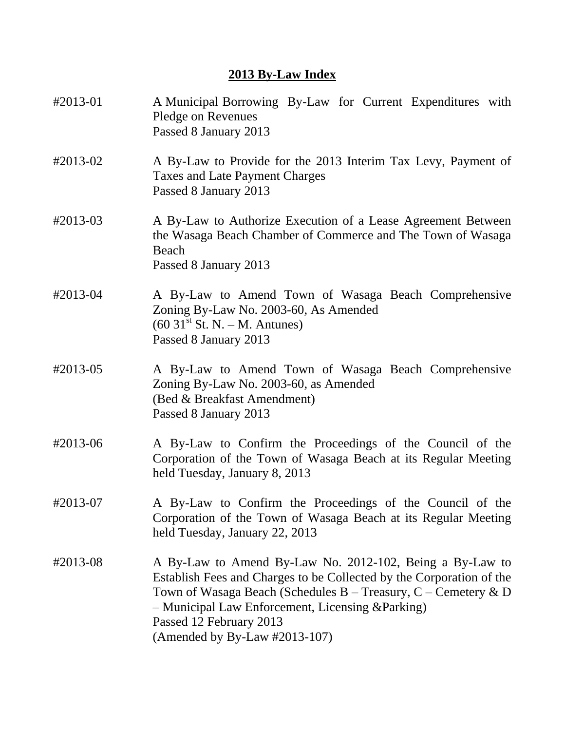# 2013 By-Law Index

#2013-01 A Municipal Borrowing By-Law for Current Expenditures with Pledge on Revenues
Passed 8 January 2013

#2013-02 A By-Law to Provide for the 2013 Interim Tax Levy, Payment of Taxes and Late Payment Charges
Passed 8 January 2013

#2013-03 A By-Law to Authorize Execution of a Lease Agreement Between the Wasaga Beach Chamber of Commerce and The Town of Wasaga Beach
Passed 8 January 2013

#2013-04 A By-Law to Amend Town of Wasaga Beach Comprehensive Zoning By-Law No. 2003-60, As Amended
(60 31st St. N. – M. Antunes)
Passed 8 January 2013

#2013-05 A By-Law to Amend Town of Wasaga Beach Comprehensive Zoning By-Law No. 2003-60, as Amended
(Bed & Breakfast Amendment)
Passed 8 January 2013

#2013-06 A By-Law to Confirm the Proceedings of the Council of the Corporation of the Town of Wasaga Beach at its Regular Meeting held Tuesday, January 8, 2013

#2013-07 A By-Law to Confirm the Proceedings of the Council of the Corporation of the Town of Wasaga Beach at its Regular Meeting held Tuesday, January 22, 2013

#2013-08 A By-Law to Amend By-Law No. 2012-102, Being a By-Law to Establish Fees and Charges to be Collected by the Corporation of the Town of Wasaga Beach (Schedules B – Treasury, C – Cemetery & D – Municipal Law Enforcement, Licensing &Parking)
Passed 12 February 2013
(Amended by By-Law #2013-107)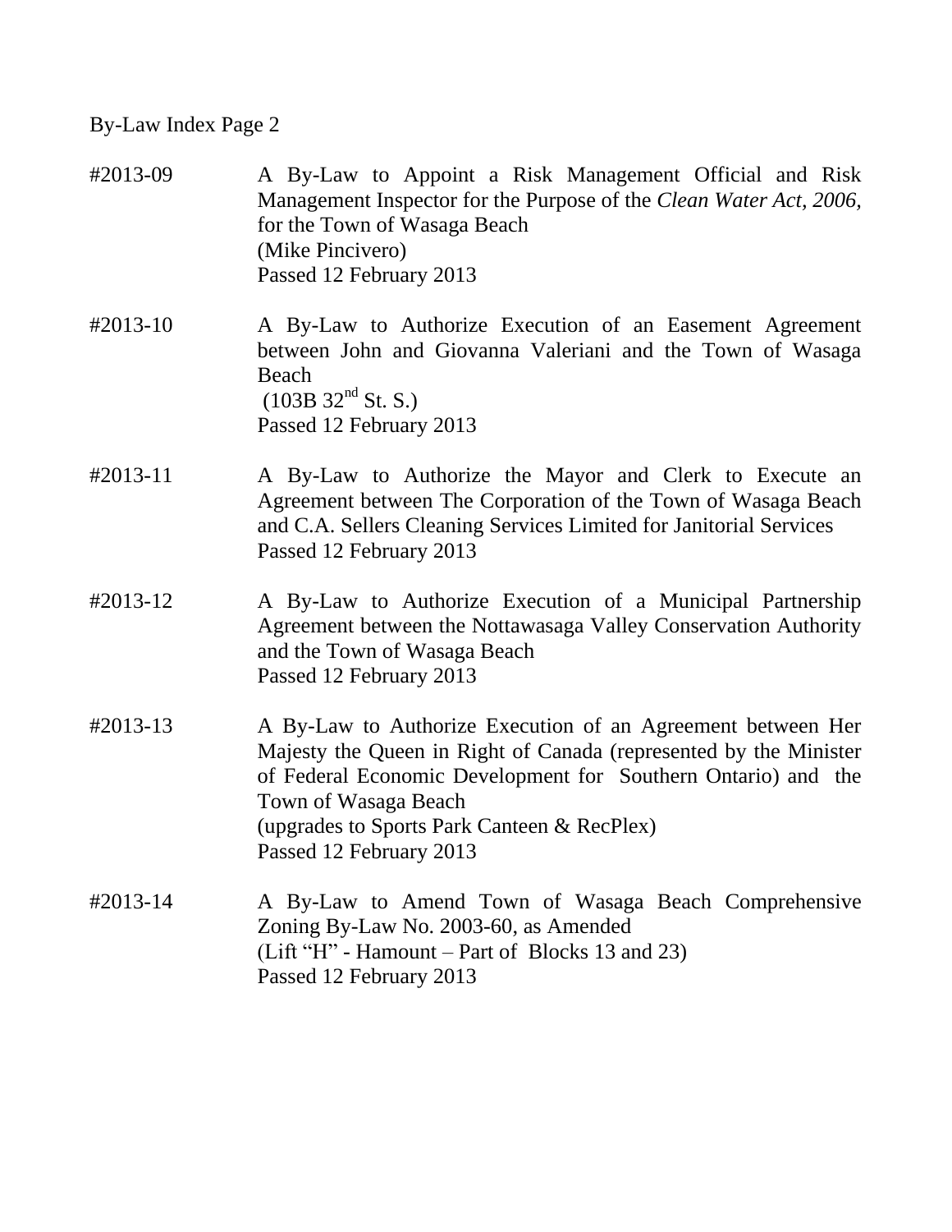By-Law Index Page 2

#2013-09 A By-Law to Appoint a Risk Management Official and Risk Management Inspector for the Purpose of the *Clean Water Act, 2006,* for the Town of Wasaga Beach
(Mike Pincivero)
Passed 12 February 2013

#2013-10 A By-Law to Authorize Execution of an Easement Agreement between John and Giovanna Valeriani and the Town of Wasaga Beach
(103B 32nd St. S.)
Passed 12 February 2013

#2013-11 A By-Law to Authorize the Mayor and Clerk to Execute an Agreement between The Corporation of the Town of Wasaga Beach and C.A. Sellers Cleaning Services Limited for Janitorial Services
Passed 12 February 2013

#2013-12 A By-Law to Authorize Execution of a Municipal Partnership Agreement between the Nottawasaga Valley Conservation Authority and the Town of Wasaga Beach
Passed 12 February 2013

#2013-13 A By-Law to Authorize Execution of an Agreement between Her Majesty the Queen in Right of Canada (represented by the Minister of Federal Economic Development for Southern Ontario) and the Town of Wasaga Beach
(upgrades to Sports Park Canteen & RecPlex)
Passed 12 February 2013

#2013-14 A By-Law to Amend Town of Wasaga Beach Comprehensive Zoning By-Law No. 2003-60, as Amended
(Lift "H" - Hamount – Part of Blocks 13 and 23)
Passed 12 February 2013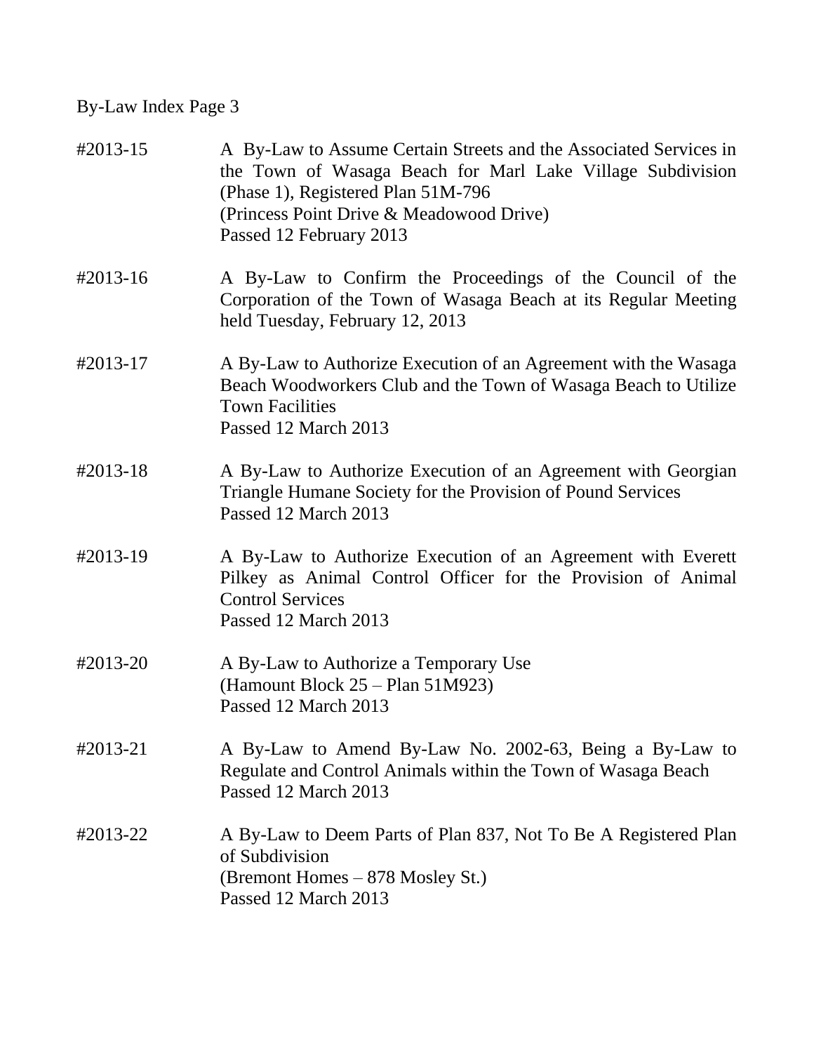By-Law Index Page 3

| | |
|---|---|
| #2013-15 | A By-Law to Assume Certain Streets and the Associated Services in the Town of Wasaga Beach for Marl Lake Village Subdivision (Phase 1), Registered Plan 51M-796<br>(Princess Point Drive & Meadowood Drive)<br>Passed 12 February 2013 |
| #2013-16 | A By-Law to Confirm the Proceedings of the Council of the Corporation of the Town of Wasaga Beach at its Regular Meeting held Tuesday, February 12, 2013 |
| #2013-17 | A By-Law to Authorize Execution of an Agreement with the Wasaga Beach Woodworkers Club and the Town of Wasaga Beach to Utilize Town Facilities<br>Passed 12 March 2013 |
| #2013-18 | A By-Law to Authorize Execution of an Agreement with Georgian Triangle Humane Society for the Provision of Pound Services<br>Passed 12 March 2013 |
| #2013-19 | A By-Law to Authorize Execution of an Agreement with Everett Pilkey as Animal Control Officer for the Provision of Animal Control Services<br>Passed 12 March 2013 |
| #2013-20 | A By-Law to Authorize a Temporary Use<br>(Hamount Block 25 – Plan 51M923)<br>Passed 12 March 2013 |
| #2013-21 | A By-Law to Amend By-Law No. 2002-63, Being a By-Law to Regulate and Control Animals within the Town of Wasaga Beach<br>Passed 12 March 2013 |
| #2013-22 | A By-Law to Deem Parts of Plan 837, Not To Be A Registered Plan of Subdivision<br>(Bremont Homes – 878 Mosley St.)<br>Passed 12 March 2013 |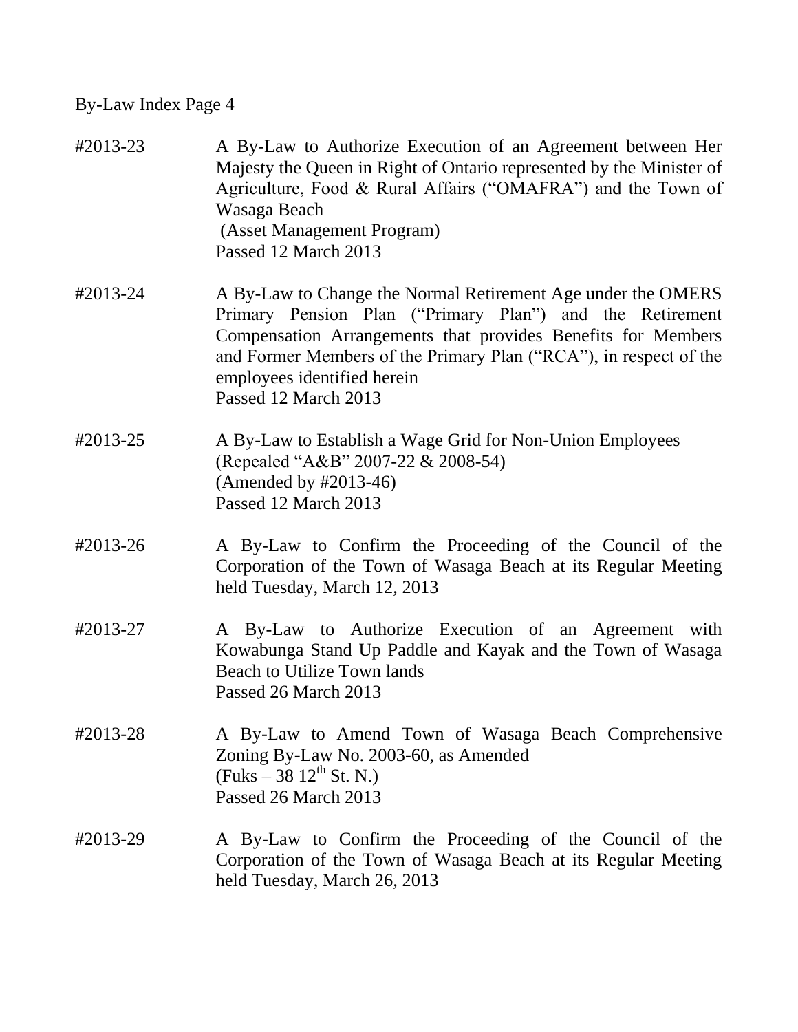By-Law Index Page 4

#2013-23 A By-Law to Authorize Execution of an Agreement between Her Majesty the Queen in Right of Ontario represented by the Minister of Agriculture, Food & Rural Affairs ("OMAFRA") and the Town of Wasaga Beach
(Asset Management Program)
Passed 12 March 2013

#2013-24 A By-Law to Change the Normal Retirement Age under the OMERS Primary Pension Plan ("Primary Plan") and the Retirement Compensation Arrangements that provides Benefits for Members and Former Members of the Primary Plan ("RCA"), in respect of the employees identified herein
Passed 12 March 2013

#2013-25 A By-Law to Establish a Wage Grid for Non-Union Employees
(Repealed "A&B" 2007-22 & 2008-54)
(Amended by #2013-46)
Passed 12 March 2013

#2013-26 A By-Law to Confirm the Proceeding of the Council of the Corporation of the Town of Wasaga Beach at its Regular Meeting held Tuesday, March 12, 2013

#2013-27 A By-Law to Authorize Execution of an Agreement with Kowabunga Stand Up Paddle and Kayak and the Town of Wasaga Beach to Utilize Town lands
Passed 26 March 2013

#2013-28 A By-Law to Amend Town of Wasaga Beach Comprehensive Zoning By-Law No. 2003-60, as Amended
(Fuks – 38 12th St. N.)
Passed 26 March 2013

#2013-29 A By-Law to Confirm the Proceeding of the Council of the Corporation of the Town of Wasaga Beach at its Regular Meeting held Tuesday, March 26, 2013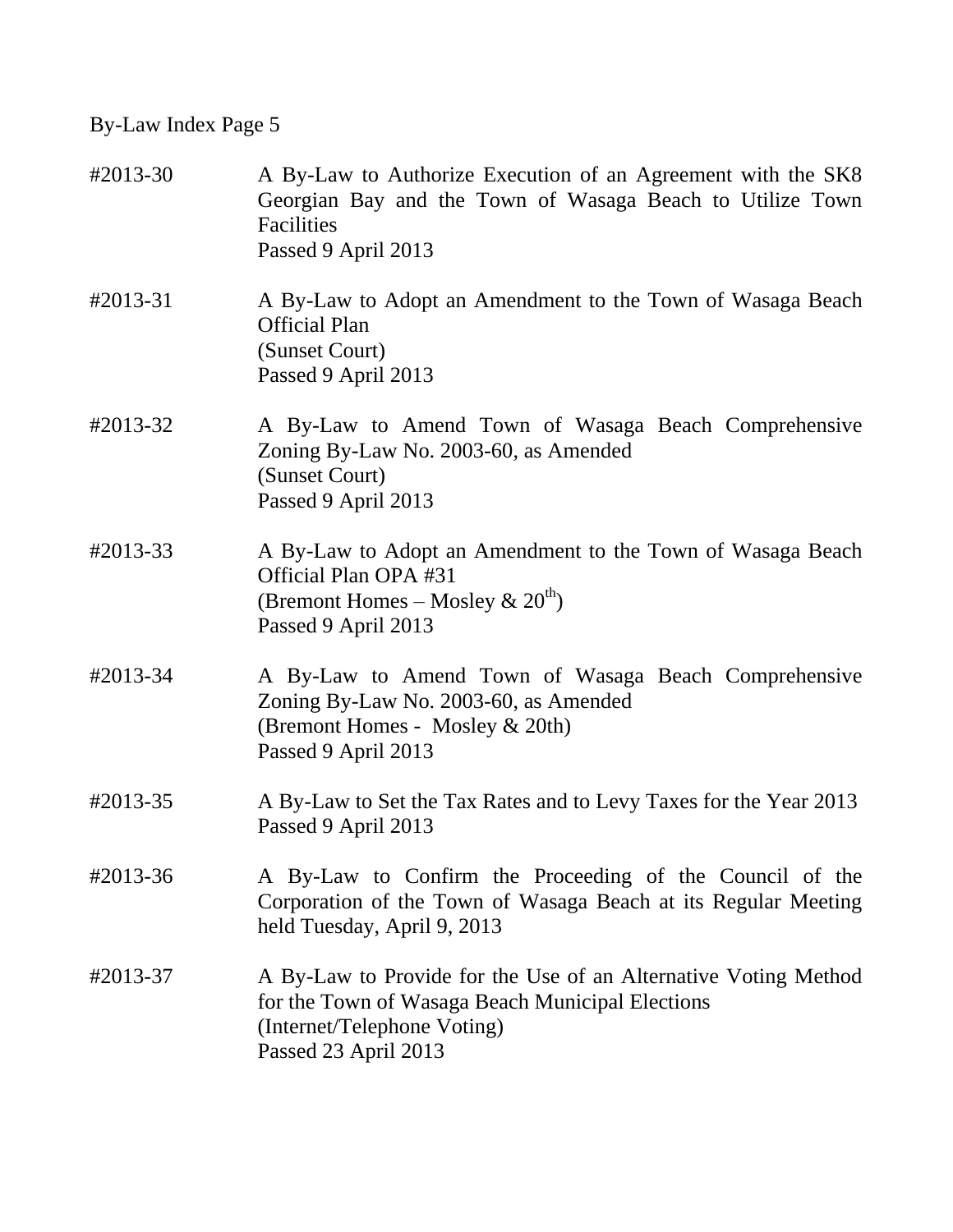By-Law Index Page 5

#2013-30 A By-Law to Authorize Execution of an Agreement with the SK8 Georgian Bay and the Town of Wasaga Beach to Utilize Town Facilities
Passed 9 April 2013

#2013-31 A By-Law to Adopt an Amendment to the Town of Wasaga Beach Official Plan
(Sunset Court)
Passed 9 April 2013

#2013-32 A By-Law to Amend Town of Wasaga Beach Comprehensive Zoning By-Law No. 2003-60, as Amended
(Sunset Court)
Passed 9 April 2013

#2013-33 A By-Law to Adopt an Amendment to the Town of Wasaga Beach Official Plan OPA #31
(Bremont Homes – Mosley & 20th)
Passed 9 April 2013

#2013-34 A By-Law to Amend Town of Wasaga Beach Comprehensive Zoning By-Law No. 2003-60, as Amended
(Bremont Homes - Mosley & 20th)
Passed 9 April 2013

#2013-35 A By-Law to Set the Tax Rates and to Levy Taxes for the Year 2013
Passed 9 April 2013

#2013-36 A By-Law to Confirm the Proceeding of the Council of the Corporation of the Town of Wasaga Beach at its Regular Meeting held Tuesday, April 9, 2013

#2013-37 A By-Law to Provide for the Use of an Alternative Voting Method for the Town of Wasaga Beach Municipal Elections
(Internet/Telephone Voting)
Passed 23 April 2013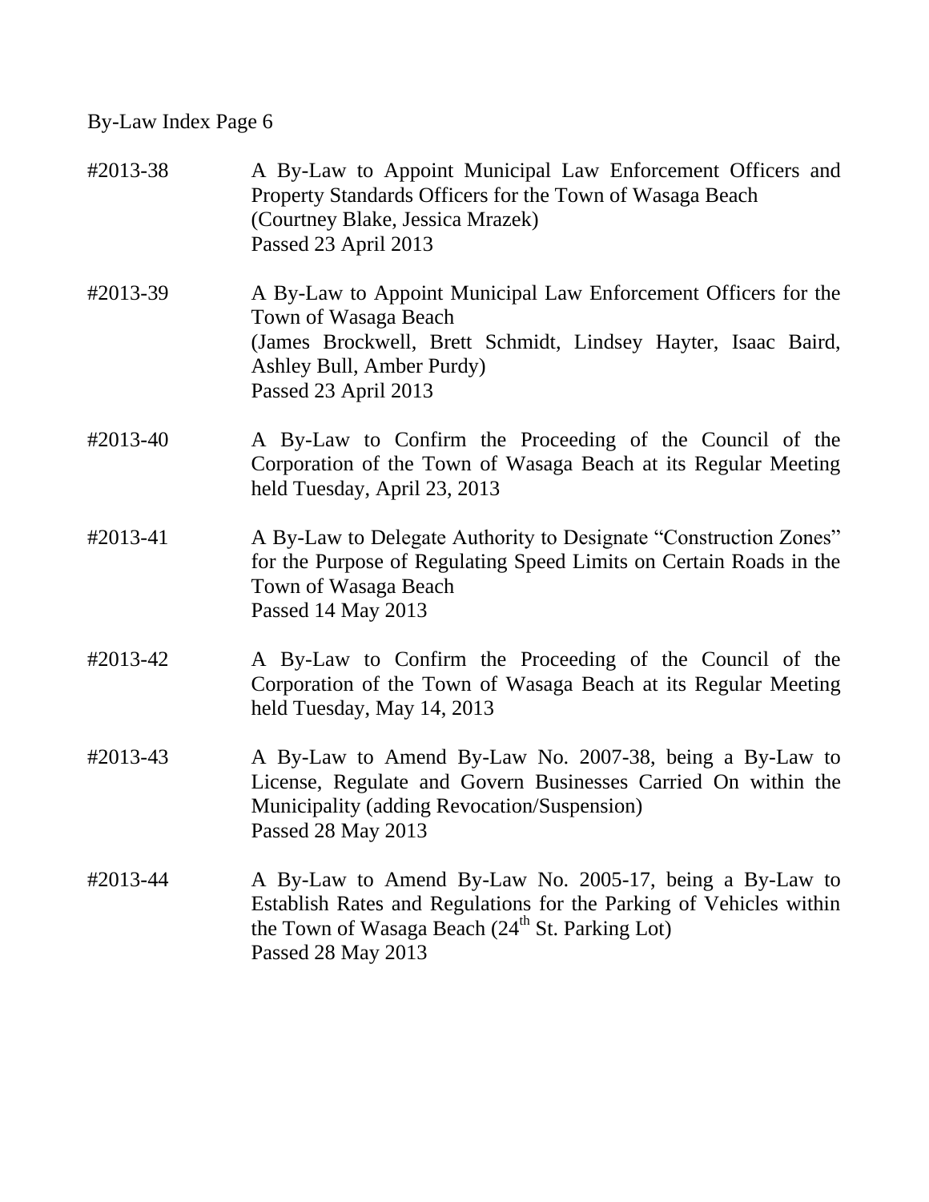By-Law Index Page 6

#2013-38 A By-Law to Appoint Municipal Law Enforcement Officers and Property Standards Officers for the Town of Wasaga Beach
(Courtney Blake, Jessica Mrazek)
Passed 23 April 2013

#2013-39 A By-Law to Appoint Municipal Law Enforcement Officers for the Town of Wasaga Beach
(James Brockwell, Brett Schmidt, Lindsey Hayter, Isaac Baird, Ashley Bull, Amber Purdy)
Passed 23 April 2013

#2013-40 A By-Law to Confirm the Proceeding of the Council of the Corporation of the Town of Wasaga Beach at its Regular Meeting held Tuesday, April 23, 2013

#2013-41 A By-Law to Delegate Authority to Designate "Construction Zones" for the Purpose of Regulating Speed Limits on Certain Roads in the Town of Wasaga Beach
Passed 14 May 2013

#2013-42 A By-Law to Confirm the Proceeding of the Council of the Corporation of the Town of Wasaga Beach at its Regular Meeting held Tuesday, May 14, 2013

#2013-43 A By-Law to Amend By-Law No. 2007-38, being a By-Law to License, Regulate and Govern Businesses Carried On within the Municipality (adding Revocation/Suspension)
Passed 28 May 2013

#2013-44 A By-Law to Amend By-Law No. 2005-17, being a By-Law to Establish Rates and Regulations for the Parking of Vehicles within the Town of Wasaga Beach (24th St. Parking Lot)
Passed 28 May 2013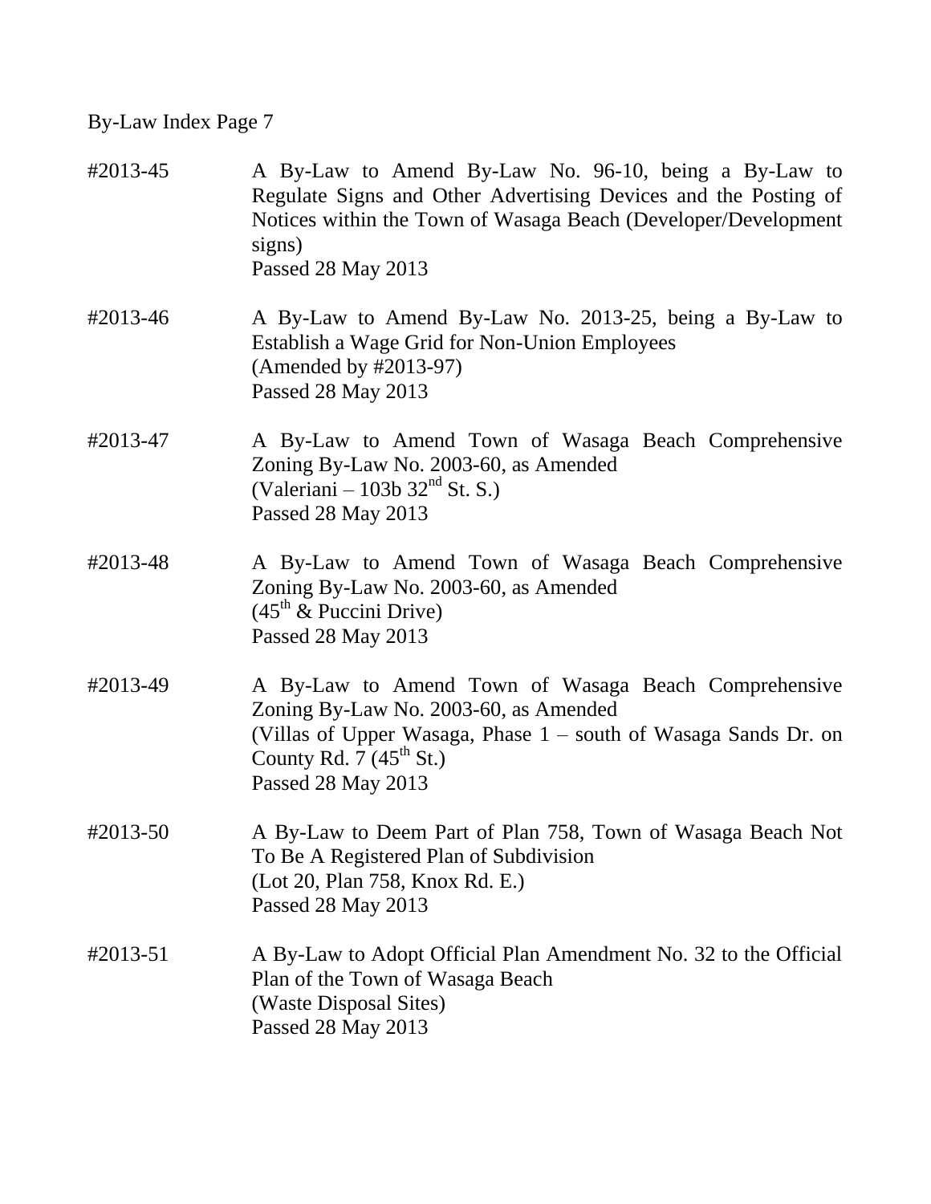By-Law Index Page 7

#2013-45 A By-Law to Amend By-Law No. 96-10, being a By-Law to Regulate Signs and Other Advertising Devices and the Posting of Notices within the Town of Wasaga Beach (Developer/Development signs)
Passed 28 May 2013

#2013-46 A By-Law to Amend By-Law No. 2013-25, being a By-Law to Establish a Wage Grid for Non-Union Employees
(Amended by #2013-97)
Passed 28 May 2013

#2013-47 A By-Law to Amend Town of Wasaga Beach Comprehensive Zoning By-Law No. 2003-60, as Amended
(Valeriani – 103b 32nd St. S.)
Passed 28 May 2013

#2013-48 A By-Law to Amend Town of Wasaga Beach Comprehensive Zoning By-Law No. 2003-60, as Amended
(45th & Puccini Drive)
Passed 28 May 2013

#2013-49 A By-Law to Amend Town of Wasaga Beach Comprehensive Zoning By-Law No. 2003-60, as Amended
(Villas of Upper Wasaga, Phase 1 – south of Wasaga Sands Dr. on County Rd. 7 (45th St.)
Passed 28 May 2013

#2013-50 A By-Law to Deem Part of Plan 758, Town of Wasaga Beach Not To Be A Registered Plan of Subdivision
(Lot 20, Plan 758, Knox Rd. E.)
Passed 28 May 2013

#2013-51 A By-Law to Adopt Official Plan Amendment No. 32 to the Official Plan of the Town of Wasaga Beach
(Waste Disposal Sites)
Passed 28 May 2013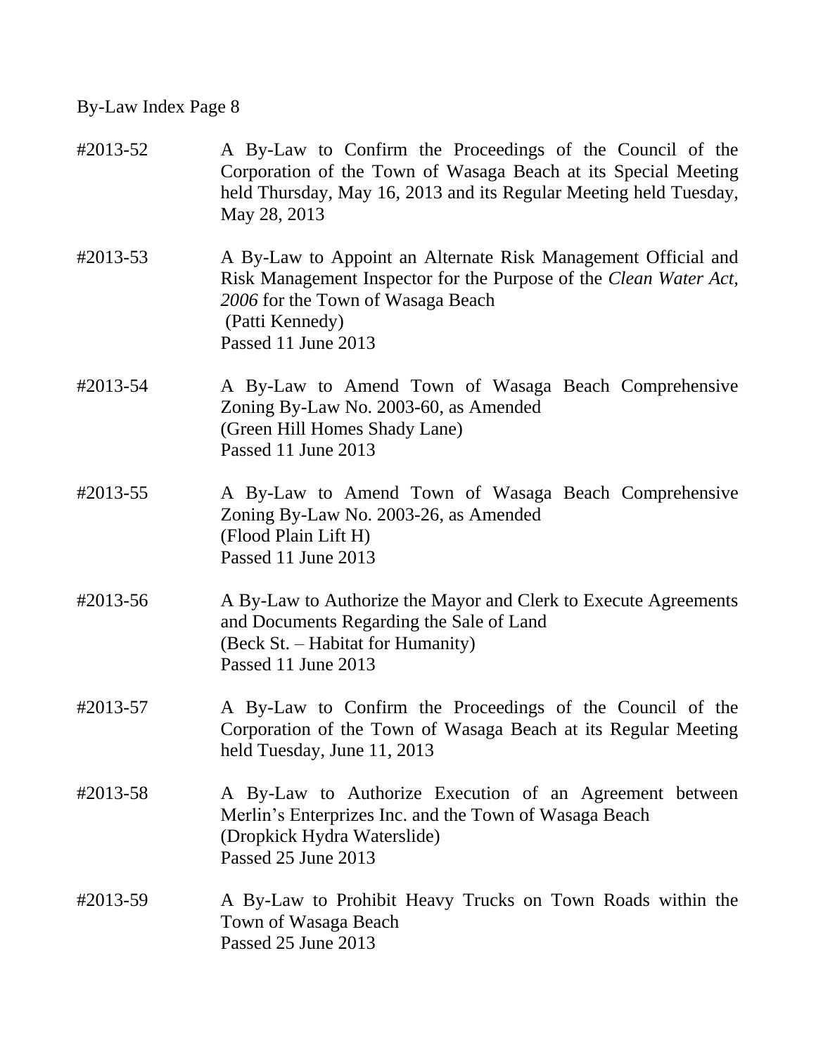By-Law Index Page 8

| | |
|---|---|
| #2013-52 | A By-Law to Confirm the Proceedings of the Council of the Corporation of the Town of Wasaga Beach at its Special Meeting held Thursday, May 16, 2013 and its Regular Meeting held Tuesday, May 28, 2013 |
| #2013-53 | A By-Law to Appoint an Alternate Risk Management Official and Risk Management Inspector for the Purpose of the *Clean Water Act, 2006* for the Town of Wasaga Beach<br>(Patti Kennedy)<br>Passed 11 June 2013 |
| #2013-54 | A By-Law to Amend Town of Wasaga Beach Comprehensive Zoning By-Law No. 2003-60, as Amended<br>(Green Hill Homes Shady Lane)<br>Passed 11 June 2013 |
| #2013-55 | A By-Law to Amend Town of Wasaga Beach Comprehensive Zoning By-Law No. 2003-26, as Amended<br>(Flood Plain Lift H)<br>Passed 11 June 2013 |
| #2013-56 | A By-Law to Authorize the Mayor and Clerk to Execute Agreements and Documents Regarding the Sale of Land<br>(Beck St. – Habitat for Humanity)<br>Passed 11 June 2013 |
| #2013-57 | A By-Law to Confirm the Proceedings of the Council of the Corporation of the Town of Wasaga Beach at its Regular Meeting held Tuesday, June 11, 2013 |
| #2013-58 | A By-Law to Authorize Execution of an Agreement between Merlin's Enterprizes Inc. and the Town of Wasaga Beach<br>(Dropkick Hydra Waterslide)<br>Passed 25 June 2013 |
| #2013-59 | A By-Law to Prohibit Heavy Trucks on Town Roads within the Town of Wasaga Beach<br>Passed 25 June 2013 |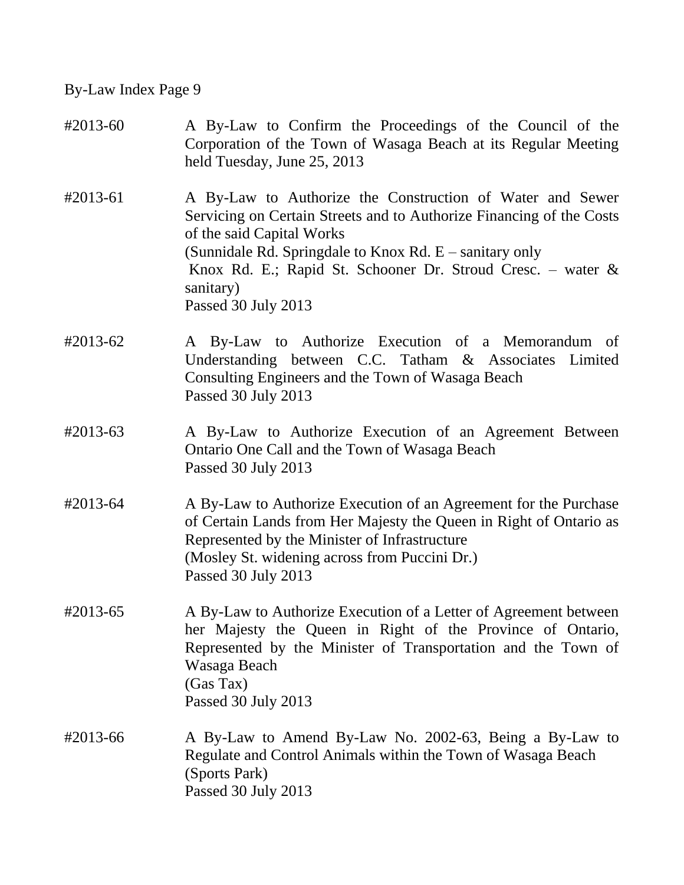By-Law Index Page 9

#2013-60 A By-Law to Confirm the Proceedings of the Council of the Corporation of the Town of Wasaga Beach at its Regular Meeting held Tuesday, June 25, 2013

#2013-61 A By-Law to Authorize the Construction of Water and Sewer Servicing on Certain Streets and to Authorize Financing of the Costs of the said Capital Works
(Sunnidale Rd. Springdale to Knox Rd. E – sanitary only
Knox Rd. E.; Rapid St. Schooner Dr. Stroud Cresc. – water & sanitary)
Passed 30 July 2013

#2013-62 A By-Law to Authorize Execution of a Memorandum of Understanding between C.C. Tatham & Associates Limited Consulting Engineers and the Town of Wasaga Beach
Passed 30 July 2013

#2013-63 A By-Law to Authorize Execution of an Agreement Between Ontario One Call and the Town of Wasaga Beach
Passed 30 July 2013

#2013-64 A By-Law to Authorize Execution of an Agreement for the Purchase of Certain Lands from Her Majesty the Queen in Right of Ontario as Represented by the Minister of Infrastructure
(Mosley St. widening across from Puccini Dr.)
Passed 30 July 2013

#2013-65 A By-Law to Authorize Execution of a Letter of Agreement between her Majesty the Queen in Right of the Province of Ontario, Represented by the Minister of Transportation and the Town of Wasaga Beach
(Gas Tax)
Passed 30 July 2013

#2013-66 A By-Law to Amend By-Law No. 2002-63, Being a By-Law to Regulate and Control Animals within the Town of Wasaga Beach
(Sports Park)
Passed 30 July 2013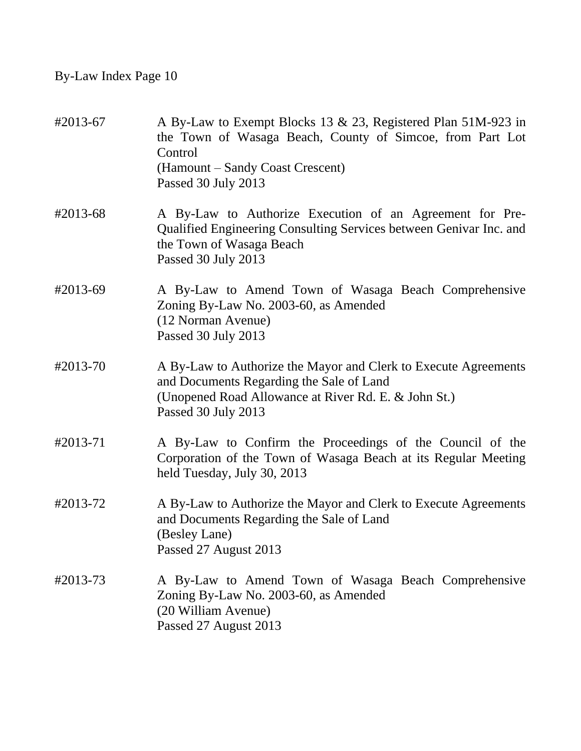By-Law Index Page 10

| | |
|---|---|
| #2013-67 | A By-Law to Exempt Blocks 13 & 23, Registered Plan 51M-923 in the Town of Wasaga Beach, County of Simcoe, from Part Lot Control<br>(Hamount – Sandy Coast Crescent)<br>Passed 30 July 2013 |
| #2013-68 | A By-Law to Authorize Execution of an Agreement for Pre-Qualified Engineering Consulting Services between Genivar Inc. and the Town of Wasaga Beach<br>Passed 30 July 2013 |
| #2013-69 | A By-Law to Amend Town of Wasaga Beach Comprehensive Zoning By-Law No. 2003-60, as Amended<br>(12 Norman Avenue)<br>Passed 30 July 2013 |
| #2013-70 | A By-Law to Authorize the Mayor and Clerk to Execute Agreements and Documents Regarding the Sale of Land<br>(Unopened Road Allowance at River Rd. E. & John St.)<br>Passed 30 July 2013 |
| #2013-71 | A By-Law to Confirm the Proceedings of the Council of the Corporation of the Town of Wasaga Beach at its Regular Meeting held Tuesday, July 30, 2013 |
| #2013-72 | A By-Law to Authorize the Mayor and Clerk to Execute Agreements and Documents Regarding the Sale of Land<br>(Besley Lane)<br>Passed 27 August 2013 |
| #2013-73 | A By-Law to Amend Town of Wasaga Beach Comprehensive Zoning By-Law No. 2003-60, as Amended<br>(20 William Avenue)<br>Passed 27 August 2013 |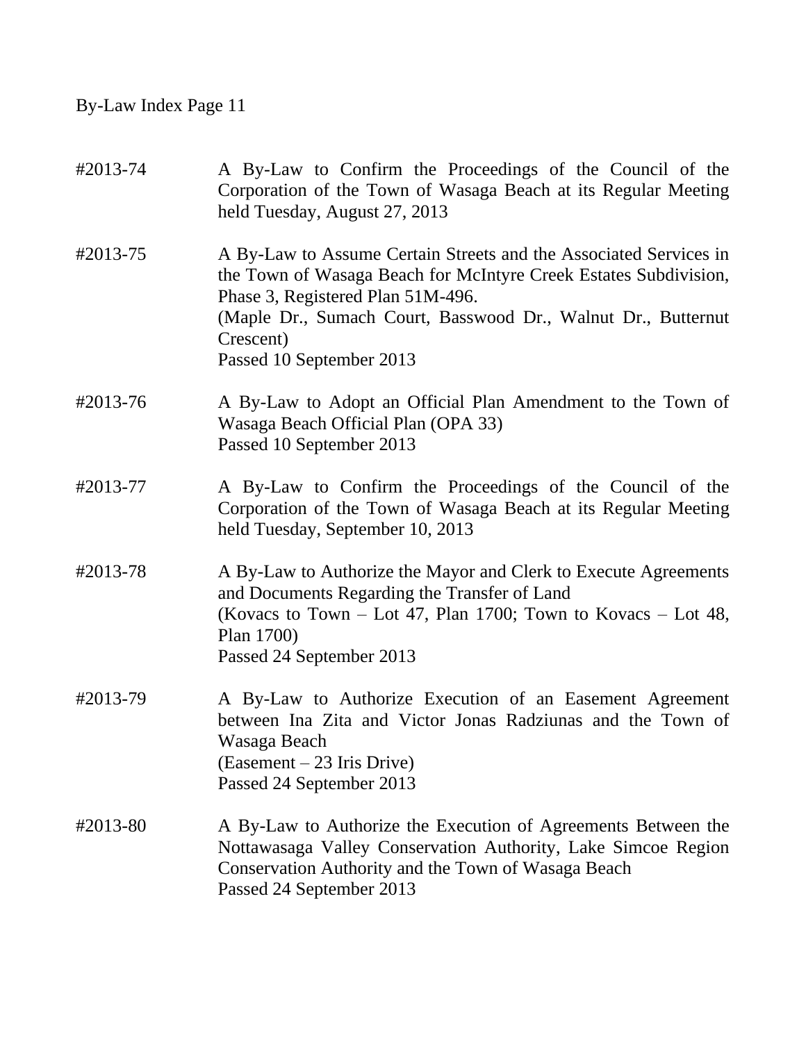By-Law Index Page 11

#2013-74 A By-Law to Confirm the Proceedings of the Council of the Corporation of the Town of Wasaga Beach at its Regular Meeting held Tuesday, August 27, 2013

#2013-75 A By-Law to Assume Certain Streets and the Associated Services in the Town of Wasaga Beach for McIntyre Creek Estates Subdivision, Phase 3, Registered Plan 51M-496.
(Maple Dr., Sumach Court, Basswood Dr., Walnut Dr., Butternut Crescent)
Passed 10 September 2013

#2013-76 A By-Law to Adopt an Official Plan Amendment to the Town of Wasaga Beach Official Plan (OPA 33)
Passed 10 September 2013

#2013-77 A By-Law to Confirm the Proceedings of the Council of the Corporation of the Town of Wasaga Beach at its Regular Meeting held Tuesday, September 10, 2013

#2013-78 A By-Law to Authorize the Mayor and Clerk to Execute Agreements and Documents Regarding the Transfer of Land
(Kovacs to Town – Lot 47, Plan 1700; Town to Kovacs – Lot 48, Plan 1700)
Passed 24 September 2013

#2013-79 A By-Law to Authorize Execution of an Easement Agreement between Ina Zita and Victor Jonas Radziunas and the Town of Wasaga Beach
(Easement – 23 Iris Drive)
Passed 24 September 2013

#2013-80 A By-Law to Authorize the Execution of Agreements Between the Nottawasaga Valley Conservation Authority, Lake Simcoe Region Conservation Authority and the Town of Wasaga Beach
Passed 24 September 2013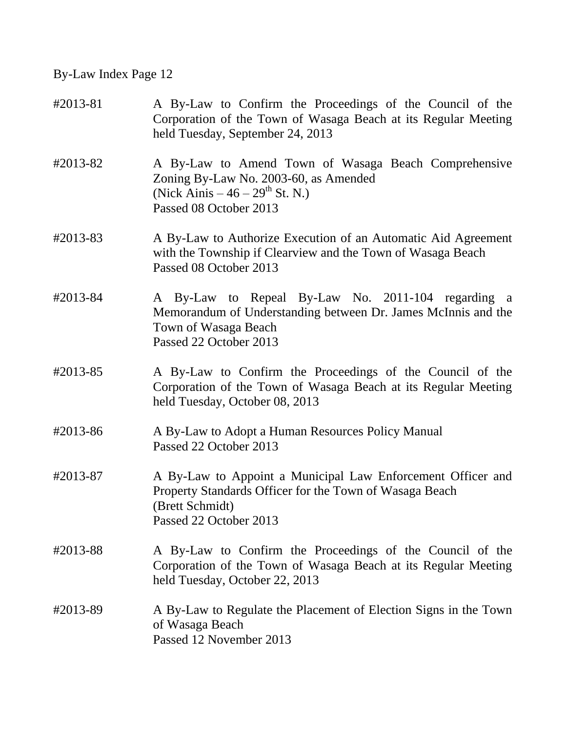By-Law Index Page 12

#2013-81 A By-Law to Confirm the Proceedings of the Council of the Corporation of the Town of Wasaga Beach at its Regular Meeting held Tuesday, September 24, 2013

#2013-82 A By-Law to Amend Town of Wasaga Beach Comprehensive Zoning By-Law No. 2003-60, as Amended
(Nick Ainis – 46 – 29th St. N.)
Passed 08 October 2013

#2013-83 A By-Law to Authorize Execution of an Automatic Aid Agreement with the Township if Clearview and the Town of Wasaga Beach
Passed 08 October 2013

#2013-84 A By-Law to Repeal By-Law No. 2011-104 regarding a Memorandum of Understanding between Dr. James McInnis and the Town of Wasaga Beach
Passed 22 October 2013

#2013-85 A By-Law to Confirm the Proceedings of the Council of the Corporation of the Town of Wasaga Beach at its Regular Meeting held Tuesday, October 08, 2013

#2013-86 A By-Law to Adopt a Human Resources Policy Manual
Passed 22 October 2013

#2013-87 A By-Law to Appoint a Municipal Law Enforcement Officer and Property Standards Officer for the Town of Wasaga Beach
(Brett Schmidt)
Passed 22 October 2013

#2013-88 A By-Law to Confirm the Proceedings of the Council of the Corporation of the Town of Wasaga Beach at its Regular Meeting held Tuesday, October 22, 2013

#2013-89 A By-Law to Regulate the Placement of Election Signs in the Town of Wasaga Beach
Passed 12 November 2013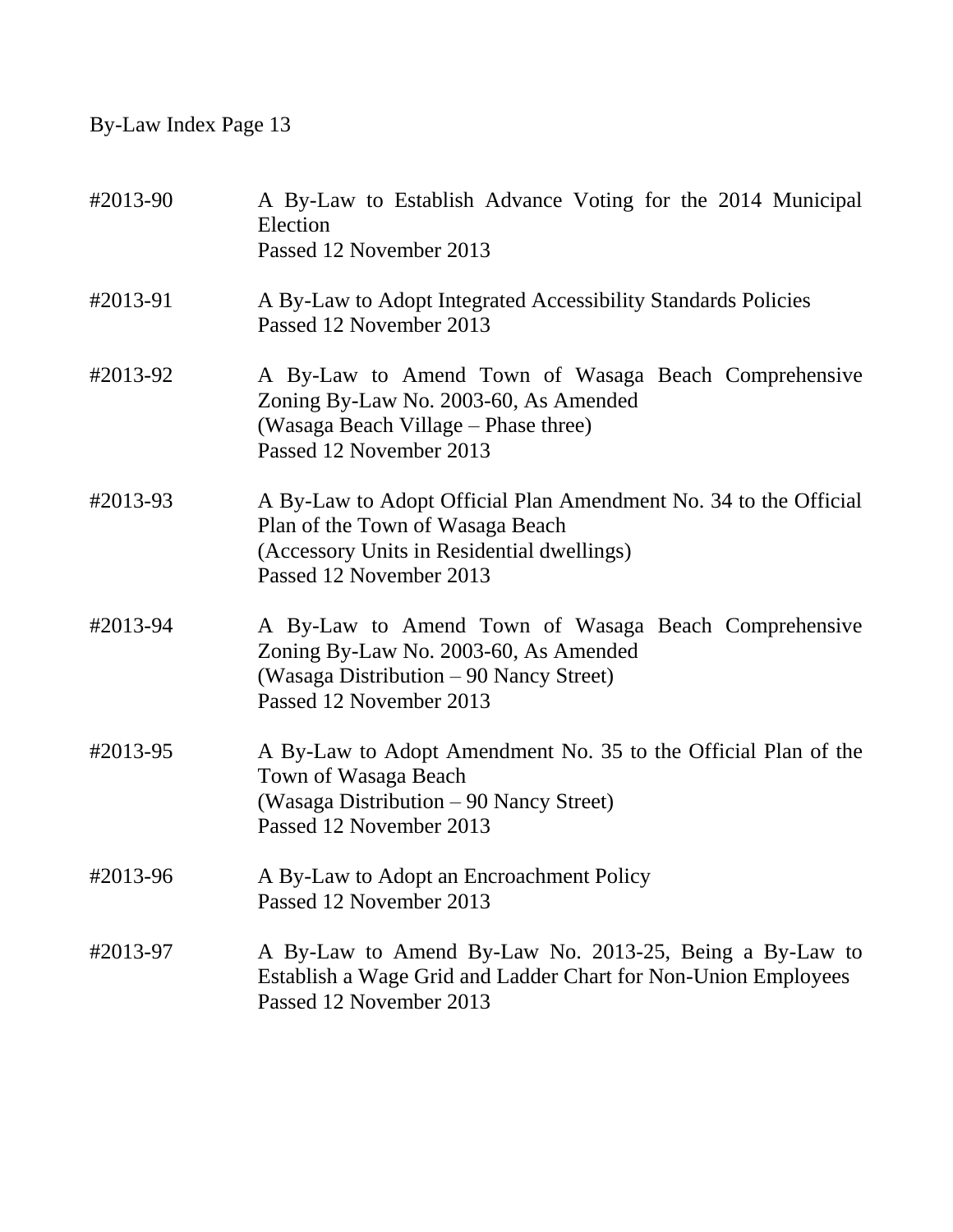By-Law Index Page 13

#2013-90 A By-Law to Establish Advance Voting for the 2014 Municipal Election
Passed 12 November 2013

#2013-91 A By-Law to Adopt Integrated Accessibility Standards Policies
Passed 12 November 2013

#2013-92 A By-Law to Amend Town of Wasaga Beach Comprehensive Zoning By-Law No. 2003-60, As Amended
(Wasaga Beach Village – Phase three)
Passed 12 November 2013

#2013-93 A By-Law to Adopt Official Plan Amendment No. 34 to the Official Plan of the Town of Wasaga Beach
(Accessory Units in Residential dwellings)
Passed 12 November 2013

#2013-94 A By-Law to Amend Town of Wasaga Beach Comprehensive Zoning By-Law No. 2003-60, As Amended
(Wasaga Distribution – 90 Nancy Street)
Passed 12 November 2013

#2013-95 A By-Law to Adopt Amendment No. 35 to the Official Plan of the Town of Wasaga Beach
(Wasaga Distribution – 90 Nancy Street)
Passed 12 November 2013

#2013-96 A By-Law to Adopt an Encroachment Policy
Passed 12 November 2013

#2013-97 A By-Law to Amend By-Law No. 2013-25, Being a By-Law to Establish a Wage Grid and Ladder Chart for Non-Union Employees
Passed 12 November 2013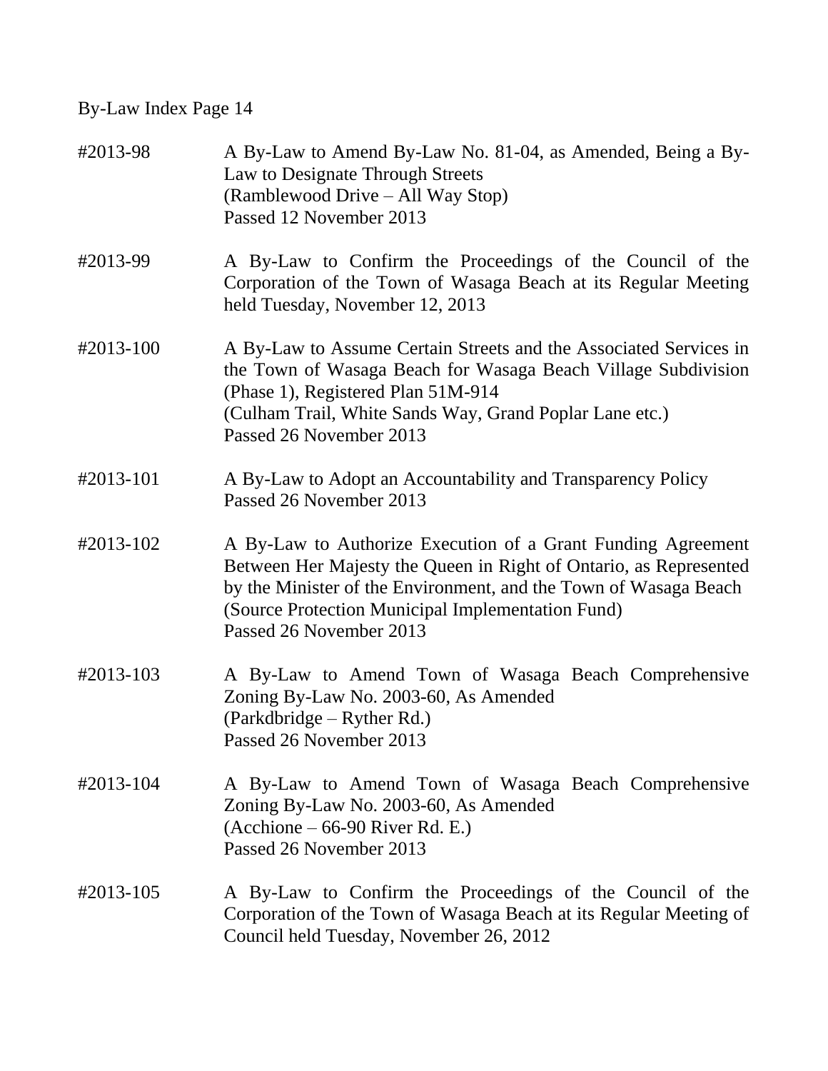By-Law Index Page 14

| | |
|---|---|
| #2013-98 | A By-Law to Amend By-Law No. 81-04, as Amended, Being a By-Law to Designate Through Streets<br>(Ramblewood Drive – All Way Stop)<br>Passed 12 November 2013 |
| #2013-99 | A By-Law to Confirm the Proceedings of the Council of the Corporation of the Town of Wasaga Beach at its Regular Meeting held Tuesday, November 12, 2013 |
| #2013-100 | A By-Law to Assume Certain Streets and the Associated Services in the Town of Wasaga Beach for Wasaga Beach Village Subdivision (Phase 1), Registered Plan 51M-914<br>(Culham Trail, White Sands Way, Grand Poplar Lane etc.)<br>Passed 26 November 2013 |
| #2013-101 | A By-Law to Adopt an Accountability and Transparency Policy<br>Passed 26 November 2013 |
| #2013-102 | A By-Law to Authorize Execution of a Grant Funding Agreement Between Her Majesty the Queen in Right of Ontario, as Represented by the Minister of the Environment, and the Town of Wasaga Beach<br>(Source Protection Municipal Implementation Fund)<br>Passed 26 November 2013 |
| #2013-103 | A By-Law to Amend Town of Wasaga Beach Comprehensive Zoning By-Law No. 2003-60, As Amended<br>(Parkdbridge – Ryther Rd.)<br>Passed 26 November 2013 |
| #2013-104 | A By-Law to Amend Town of Wasaga Beach Comprehensive Zoning By-Law No. 2003-60, As Amended<br>(Acchione – 66-90 River Rd. E.)<br>Passed 26 November 2013 |
| #2013-105 | A By-Law to Confirm the Proceedings of the Council of the Corporation of the Town of Wasaga Beach at its Regular Meeting of Council held Tuesday, November 26, 2012 |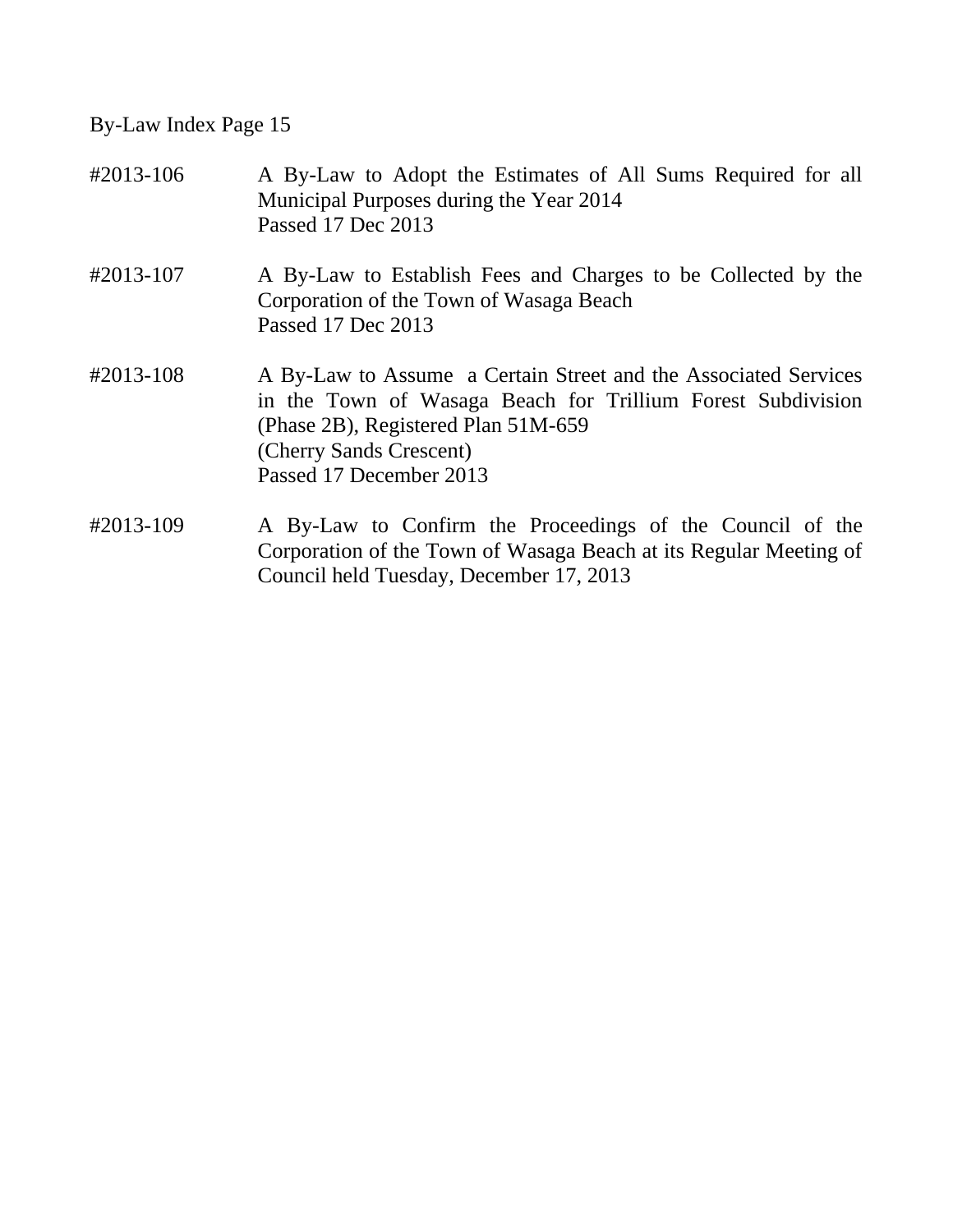By-Law Index Page 15

#2013-106 A By-Law to Adopt the Estimates of All Sums Required for all Municipal Purposes during the Year 2014
Passed 17 Dec 2013

#2013-107 A By-Law to Establish Fees and Charges to be Collected by the Corporation of the Town of Wasaga Beach
Passed 17 Dec 2013

#2013-108 A By-Law to Assume a Certain Street and the Associated Services in the Town of Wasaga Beach for Trillium Forest Subdivision (Phase 2B), Registered Plan 51M-659
(Cherry Sands Crescent)
Passed 17 December 2013

#2013-109 A By-Law to Confirm the Proceedings of the Council of the Corporation of the Town of Wasaga Beach at its Regular Meeting of Council held Tuesday, December 17, 2013